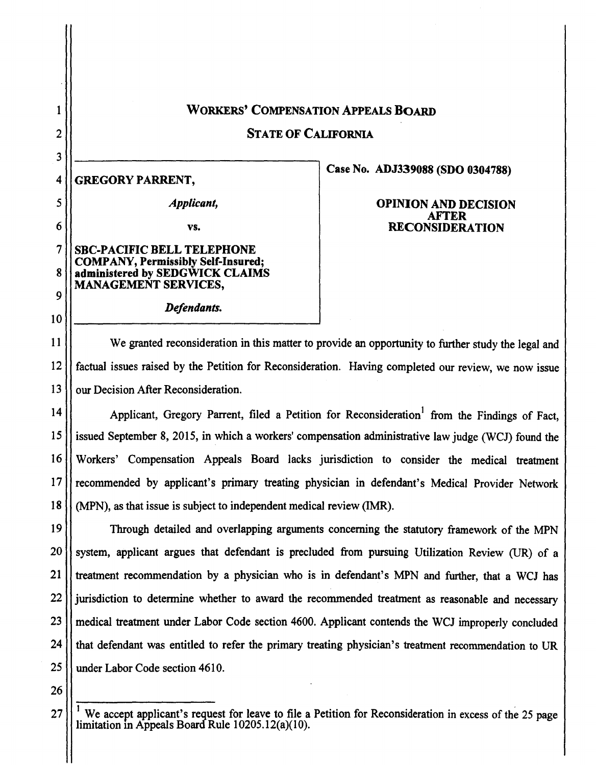# WORKERS' COMPENSATION APPEALS BOARD

## STATE OF CALIFORNIA

| | |
|---|---|
| **GREGORY PARRENT,**<br><br>*Applicant,*<br><br>vs.<br><br>**SBC-PACIFIC BELL TELEPHONE COMPANY, Permissibly Self-Insured; administered by SEDGWICK CLAIMS MANAGEMENT SERVICES,**<br><br>*Defendants.* | **Case No. ADJ339088 (SDO 0304788)**<br><br>**OPINION AND DECISION AFTER RECONSIDERATION** |

We granted reconsideration in this matter to provide an opportunity to further study the legal and factual issues raised by the Petition for Reconsideration. Having completed our review, we now issue our Decision After Reconsideration.

Applicant, Gregory Parrent, filed a Petition for Reconsideration[1] from the Findings of Fact, issued September 8, 2015, in which a workers' compensation administrative law judge (WCJ) found the Workers' Compensation Appeals Board lacks jurisdiction to consider the medical treatment recommended by applicant's primary treating physician in defendant's Medical Provider Network (MPN), as that issue is subject to independent medical review (IMR).

Through detailed and overlapping arguments concerning the statutory framework of the MPN system, applicant argues that defendant is precluded from pursuing Utilization Review (UR) of a treatment recommendation by a physician who is in defendant's MPN and further, that a WCJ has jurisdiction to determine whether to award the recommended treatment as reasonable and necessary medical treatment under Labor Code section 4600. Applicant contends the WCJ improperly concluded that defendant was entitled to refer the primary treating physician's treatment recommendation to UR under Labor Code section 4610.

---

[1] We accept applicant's request for leave to file a Petition for Reconsideration in excess of the 25 page limitation in Appeals Board Rule 10205.12(a)(10).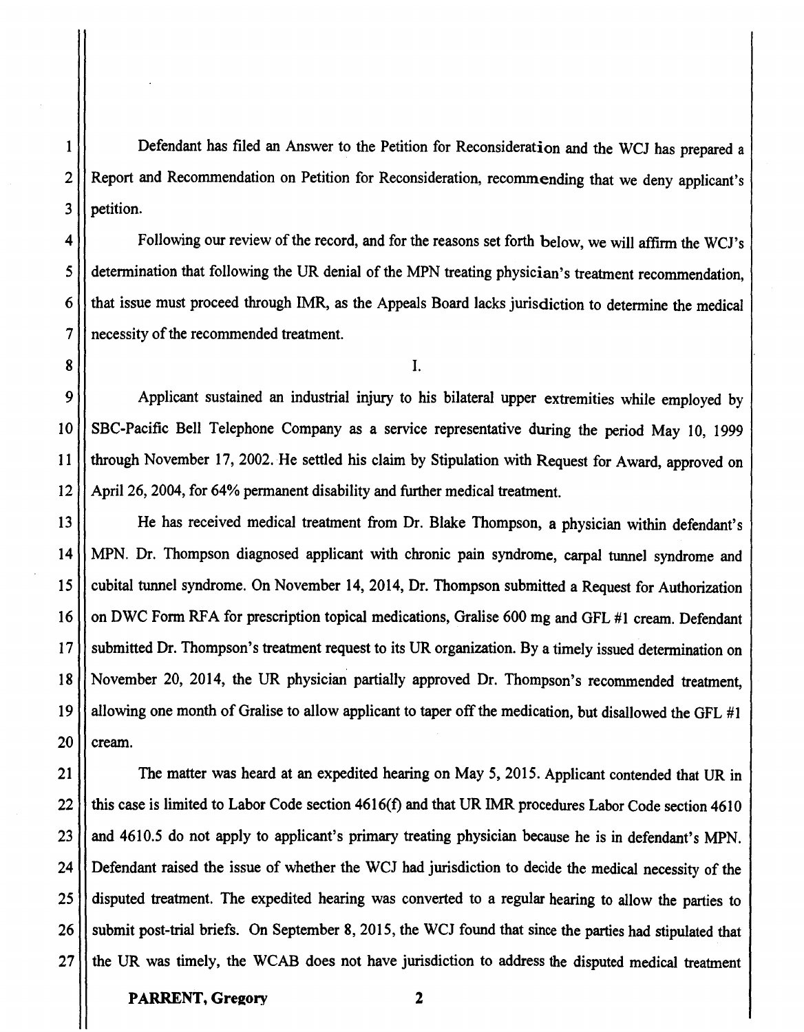Defendant has filed an Answer to the Petition for Reconsideration and the WCJ has prepared a Report and Recommendation on Petition for Reconsideration, recommending that we deny applicant's petition.

Following our review of the record, and for the reasons set forth below, we will affirm the WCJ's determination that following the UR denial of the MPN treating physician's treatment recommendation, that issue must proceed through IMR, as the Appeals Board lacks jurisdiction to determine the medical necessity of the recommended treatment.

I.

Applicant sustained an industrial injury to his bilateral upper extremities while employed by SBC-Pacific Bell Telephone Company as a service representative during the period May 10, 1999 through November 17, 2002. He settled his claim by Stipulation with Request for Award, approved on April 26, 2004, for 64% permanent disability and further medical treatment.

He has received medical treatment from Dr. Blake Thompson, a physician within defendant's MPN. Dr. Thompson diagnosed applicant with chronic pain syndrome, carpal tunnel syndrome and cubital tunnel syndrome. On November 14, 2014, Dr. Thompson submitted a Request for Authorization on DWC Form RFA for prescription topical medications, Gralise 600 mg and GFL #1 cream. Defendant submitted Dr. Thompson's treatment request to its UR organization. By a timely issued determination on November 20, 2014, the UR physician partially approved Dr. Thompson's recommended treatment, allowing one month of Gralise to allow applicant to taper off the medication, but disallowed the GFL #1 cream.

The matter was heard at an expedited hearing on May 5, 2015. Applicant contended that UR in this case is limited to Labor Code section 4616(f) and that UR IMR procedures Labor Code section 4610 and 4610.5 do not apply to applicant's primary treating physician because he is in defendant's MPN. Defendant raised the issue of whether the WCJ had jurisdiction to decide the medical necessity of the disputed treatment. The expedited hearing was converted to a regular hearing to allow the parties to submit post-trial briefs. On September 8, 2015, the WCJ found that since the parties had stipulated that the UR was timely, the WCAB does not have jurisdiction to address the disputed medical treatment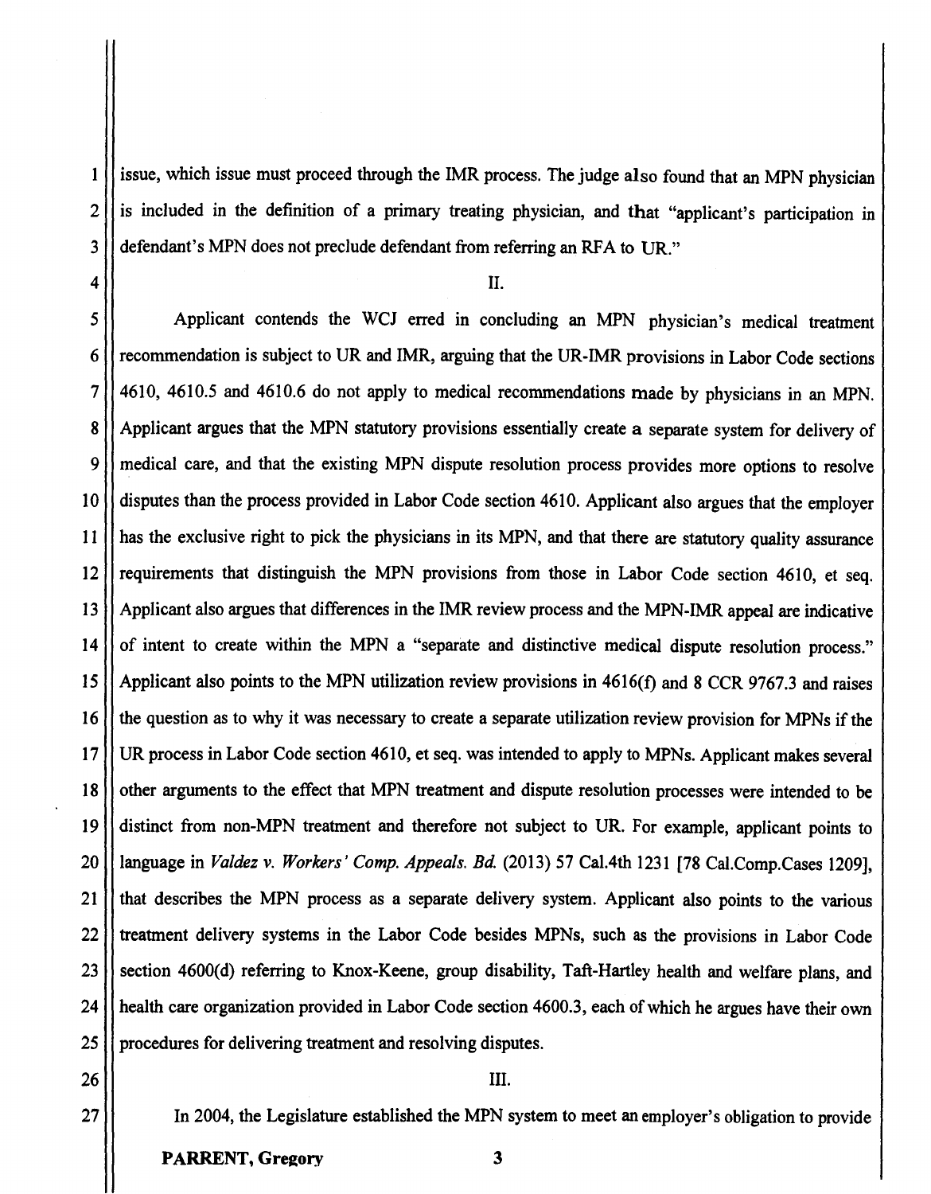issue, which issue must proceed through the IMR process. The judge also found that an MPN physician is included in the definition of a primary treating physician, and that "applicant's participation in defendant's MPN does not preclude defendant from referring an RFA to UR."

## II.

Applicant contends the WCJ erred in concluding an MPN physician's medical treatment recommendation is subject to UR and IMR, arguing that the UR-IMR provisions in Labor Code sections 4610, 4610.5 and 4610.6 do not apply to medical recommendations made by physicians in an MPN. Applicant argues that the MPN statutory provisions essentially create a separate system for delivery of medical care, and that the existing MPN dispute resolution process provides more options to resolve disputes than the process provided in Labor Code section 4610. Applicant also argues that the employer has the exclusive right to pick the physicians in its MPN, and that there are statutory quality assurance requirements that distinguish the MPN provisions from those in Labor Code section 4610, et seq. Applicant also argues that differences in the IMR review process and the MPN-IMR appeal are indicative of intent to create within the MPN a "separate and distinctive medical dispute resolution process." Applicant also points to the MPN utilization review provisions in 4616(f) and 8 CCR 9767.3 and raises the question as to why it was necessary to create a separate utilization review provision for MPNs if the UR process in Labor Code section 4610, et seq. was intended to apply to MPNs. Applicant makes several other arguments to the effect that MPN treatment and dispute resolution processes were intended to be distinct from non-MPN treatment and therefore not subject to UR. For example, applicant points to language in *Valdez v. Workers' Comp. Appeals. Bd.* (2013) 57 Cal.4th 1231 [78 Cal.Comp.Cases 1209], that describes the MPN process as a separate delivery system. Applicant also points to the various treatment delivery systems in the Labor Code besides MPNs, such as the provisions in Labor Code section 4600(d) referring to Knox-Keene, group disability, Taft-Hartley health and welfare plans, and health care organization provided in Labor Code section 4600.3, each of which he argues have their own procedures for delivering treatment and resolving disputes.

## III.

In 2004, the Legislature established the MPN system to meet an employer's obligation to provide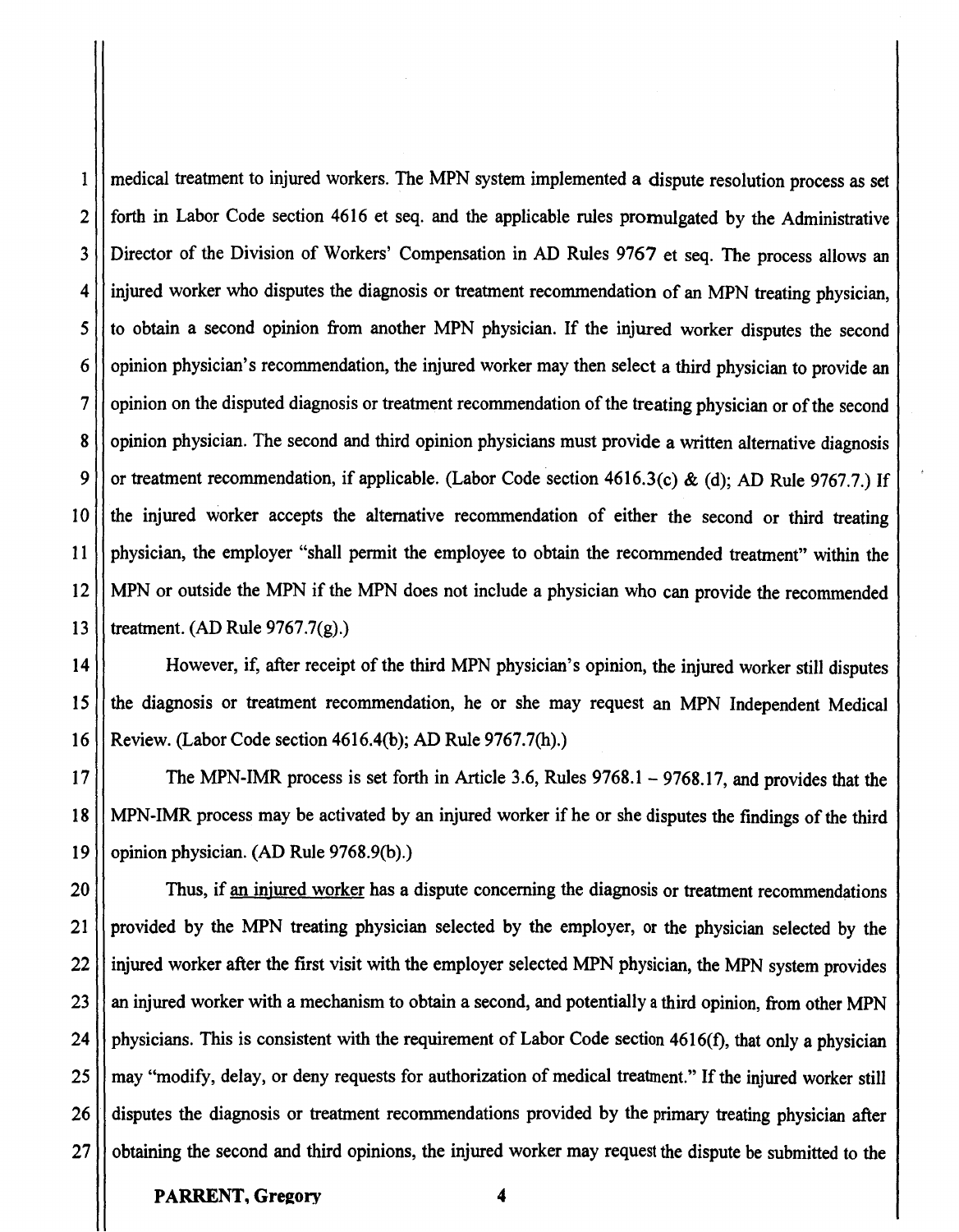medical treatment to injured workers. The MPN system implemented a dispute resolution process as set forth in Labor Code section 4616 et seq. and the applicable rules promulgated by the Administrative Director of the Division of Workers' Compensation in AD Rules 9767 et seq. The process allows an injured worker who disputes the diagnosis or treatment recommendation of an MPN treating physician, to obtain a second opinion from another MPN physician. If the injured worker disputes the second opinion physician's recommendation, the injured worker may then select a third physician to provide an opinion on the disputed diagnosis or treatment recommendation of the treating physician or of the second opinion physician. The second and third opinion physicians must provide a written alternative diagnosis or treatment recommendation, if applicable. (Labor Code section 4616.3(c) & (d); AD Rule 9767.7.) If the injured worker accepts the alternative recommendation of either the second or third treating physician, the employer "shall permit the employee to obtain the recommended treatment" within the MPN or outside the MPN if the MPN does not include a physician who can provide the recommended treatment. (AD Rule 9767.7(g).)

However, if, after receipt of the third MPN physician's opinion, the injured worker still disputes the diagnosis or treatment recommendation, he or she may request an MPN Independent Medical Review. (Labor Code section 4616.4(b); AD Rule 9767.7(h).)

The MPN-IMR process is set forth in Article 3.6, Rules 9768.1 – 9768.17, and provides that the MPN-IMR process may be activated by an injured worker if he or she disputes the findings of the third opinion physician. (AD Rule 9768.9(b).)

Thus, if an injured worker has a dispute concerning the diagnosis or treatment recommendations provided by the MPN treating physician selected by the employer, or the physician selected by the injured worker after the first visit with the employer selected MPN physician, the MPN system provides an injured worker with a mechanism to obtain a second, and potentially a third opinion, from other MPN physicians. This is consistent with the requirement of Labor Code section 4616(f), that only a physician may "modify, delay, or deny requests for authorization of medical treatment." If the injured worker still disputes the diagnosis or treatment recommendations provided by the primary treating physician after obtaining the second and third opinions, the injured worker may request the dispute be submitted to the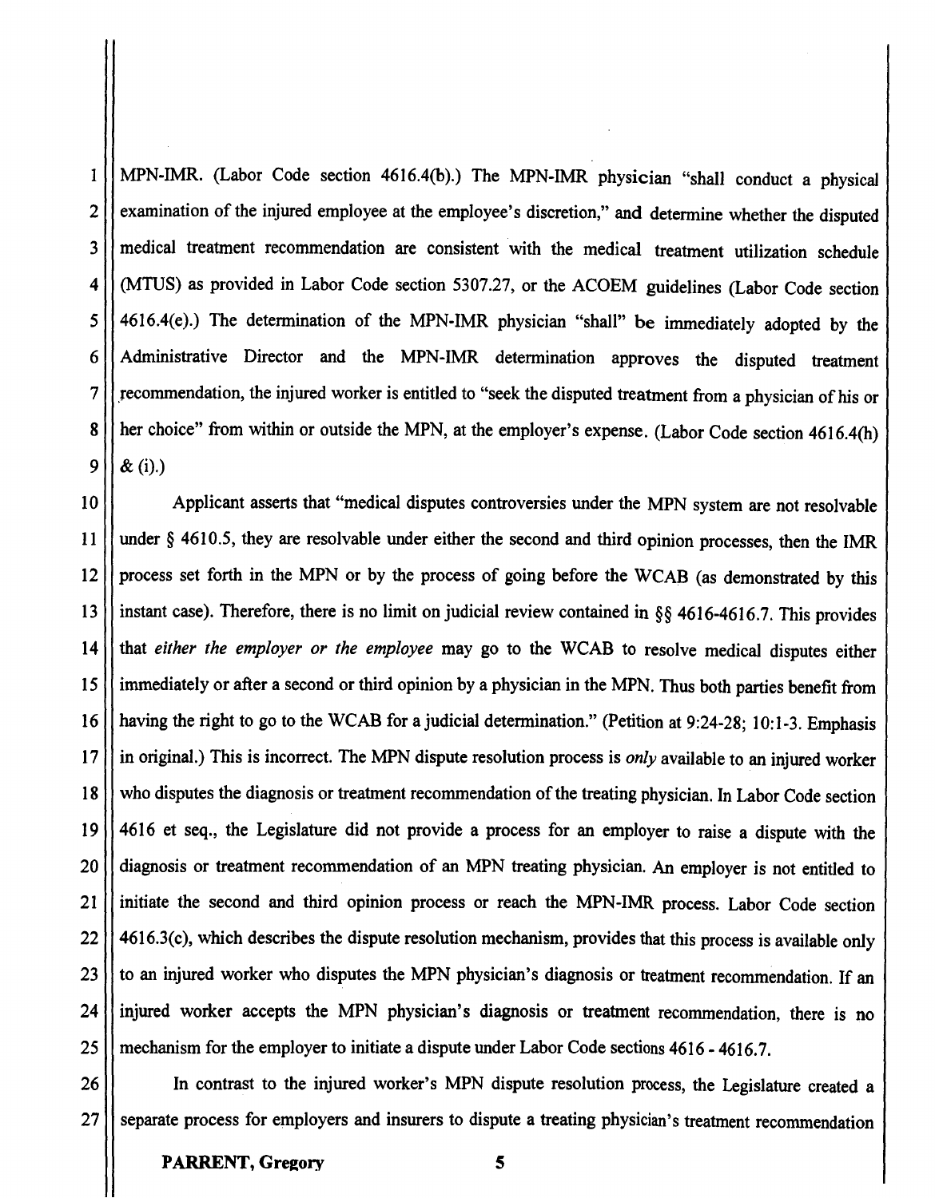MPN-IMR. (Labor Code section 4616.4(b).) The MPN-IMR physician "shall conduct a physical examination of the injured employee at the employee's discretion," and determine whether the disputed medical treatment recommendation are consistent with the medical treatment utilization schedule (MTUS) as provided in Labor Code section 5307.27, or the ACOEM guidelines (Labor Code section 4616.4(e).) The determination of the MPN-IMR physician "shall" be immediately adopted by the Administrative Director and the MPN-IMR determination approves the disputed treatment recommendation, the injured worker is entitled to "seek the disputed treatment from a physician of his or her choice" from within or outside the MPN, at the employer's expense. (Labor Code section 4616.4(h) & (i).)

Applicant asserts that "medical disputes controversies under the MPN system are not resolvable under § 4610.5, they are resolvable under either the second and third opinion processes, then the IMR process set forth in the MPN or by the process of going before the WCAB (as demonstrated by this instant case). Therefore, there is no limit on judicial review contained in §§ 4616-4616.7. This provides that *either the employer or the employee* may go to the WCAB to resolve medical disputes either immediately or after a second or third opinion by a physician in the MPN. Thus both parties benefit from having the right to go to the WCAB for a judicial determination." (Petition at 9:24-28; 10:1-3. Emphasis in original.) This is incorrect. The MPN dispute resolution process is *only* available to an injured worker who disputes the diagnosis or treatment recommendation of the treating physician. In Labor Code section 4616 et seq., the Legislature did not provide a process for an employer to raise a dispute with the diagnosis or treatment recommendation of an MPN treating physician. An employer is not entitled to initiate the second and third opinion process or reach the MPN-IMR process. Labor Code section 4616.3(c), which describes the dispute resolution mechanism, provides that this process is available only to an injured worker who disputes the MPN physician's diagnosis or treatment recommendation. If an injured worker accepts the MPN physician's diagnosis or treatment recommendation, there is no mechanism for the employer to initiate a dispute under Labor Code sections 4616 - 4616.7.

In contrast to the injured worker's MPN dispute resolution process, the Legislature created a separate process for employers and insurers to dispute a treating physician's treatment recommendation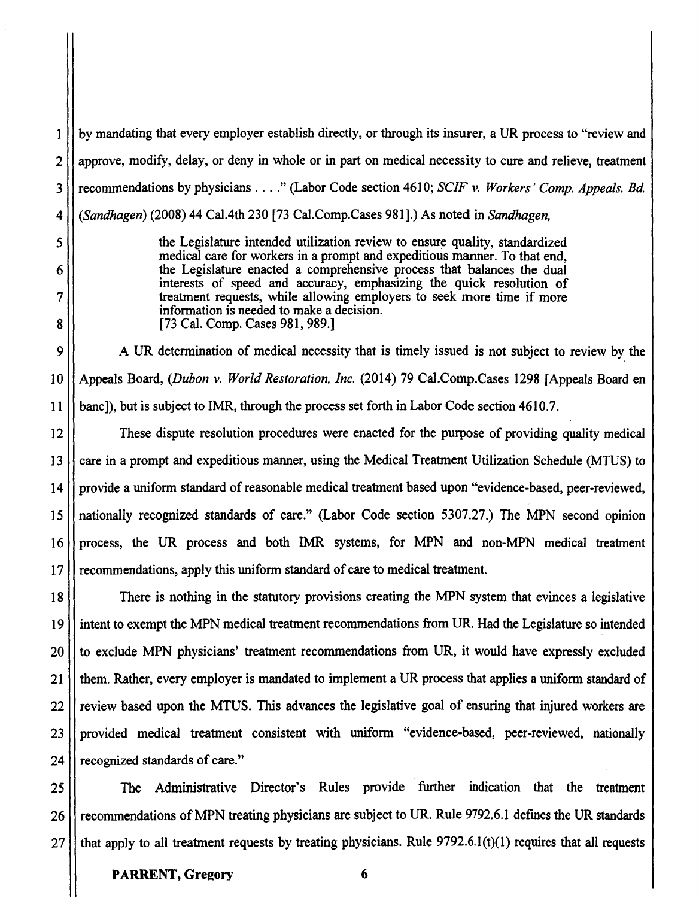by mandating that every employer establish directly, or through its insurer, a UR process to "review and approve, modify, delay, or deny in whole or in part on medical necessity to cure and relieve, treatment recommendations by physicians . . . ." (Labor Code section 4610; *SCIF v. Workers' Comp. Appeals. Bd.* (*Sandhagen*) (2008) 44 Cal.4th 230 [73 Cal.Comp.Cases 981].) As noted in *Sandhagen,*

> the Legislature intended utilization review to ensure quality, standardized medical care for workers in a prompt and expeditious manner. To that end, the Legislature enacted a comprehensive process that balances the dual interests of speed and accuracy, emphasizing the quick resolution of treatment requests, while allowing employers to seek more time if more information is needed to make a decision.
> [73 Cal. Comp. Cases 981, 989.]

A UR determination of medical necessity that is timely issued is not subject to review by the Appeals Board, (*Dubon v. World Restoration, Inc.* (2014) 79 Cal.Comp.Cases 1298 [Appeals Board en banc]), but is subject to IMR, through the process set forth in Labor Code section 4610.7.

These dispute resolution procedures were enacted for the purpose of providing quality medical care in a prompt and expeditious manner, using the Medical Treatment Utilization Schedule (MTUS) to provide a uniform standard of reasonable medical treatment based upon "evidence-based, peer-reviewed, nationally recognized standards of care." (Labor Code section 5307.27.) The MPN second opinion process, the UR process and both IMR systems, for MPN and non-MPN medical treatment recommendations, apply this uniform standard of care to medical treatment.

There is nothing in the statutory provisions creating the MPN system that evinces a legislative intent to exempt the MPN medical treatment recommendations from UR. Had the Legislature so intended to exclude MPN physicians' treatment recommendations from UR, it would have expressly excluded them. Rather, every employer is mandated to implement a UR process that applies a uniform standard of review based upon the MTUS. This advances the legislative goal of ensuring that injured workers are provided medical treatment consistent with uniform "evidence-based, peer-reviewed, nationally recognized standards of care."

The Administrative Director's Rules provide further indication that the treatment recommendations of MPN treating physicians are subject to UR. Rule 9792.6.1 defines the UR standards that apply to all treatment requests by treating physicians. Rule 9792.6.1(t)(1) requires that all requests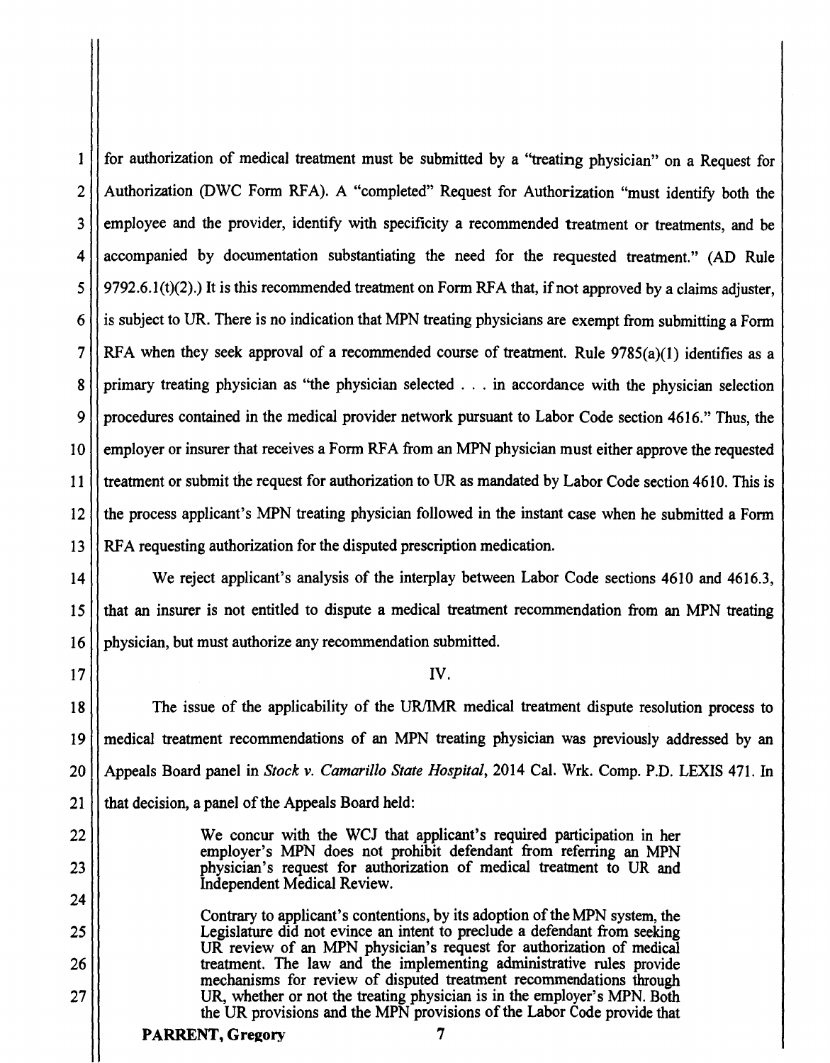for authorization of medical treatment must be submitted by a "treating physician" on a Request for Authorization (DWC Form RFA). A "completed" Request for Authorization "must identify both the employee and the provider, identify with specificity a recommended treatment or treatments, and be accompanied by documentation substantiating the need for the requested treatment." (AD Rule 9792.6.1(t)(2).) It is this recommended treatment on Form RFA that, if not approved by a claims adjuster, is subject to UR. There is no indication that MPN treating physicians are exempt from submitting a Form RFA when they seek approval of a recommended course of treatment. Rule 9785(a)(1) identifies as a primary treating physician as "the physician selected . . . in accordance with the physician selection procedures contained in the medical provider network pursuant to Labor Code section 4616." Thus, the employer or insurer that receives a Form RFA from an MPN physician must either approve the requested treatment or submit the request for authorization to UR as mandated by Labor Code section 4610. This is the process applicant's MPN treating physician followed in the instant case when he submitted a Form RFA requesting authorization for the disputed prescription medication.

We reject applicant's analysis of the interplay between Labor Code sections 4610 and 4616.3, that an insurer is not entitled to dispute a medical treatment recommendation from an MPN treating physician, but must authorize any recommendation submitted.

IV.

The issue of the applicability of the UR/IMR medical treatment dispute resolution process to medical treatment recommendations of an MPN treating physician was previously addressed by an Appeals Board panel in *Stock v. Camarillo State Hospital*, 2014 Cal. Wrk. Comp. P.D. LEXIS 471. In that decision, a panel of the Appeals Board held:

> We concur with the WCJ that applicant's required participation in her employer's MPN does not prohibit defendant from referring an MPN physician's request for authorization of medical treatment to UR and Independent Medical Review.
>
> Contrary to applicant's contentions, by its adoption of the MPN system, the Legislature did not evince an intent to preclude a defendant from seeking UR review of an MPN physician's request for authorization of medical treatment. The law and the implementing administrative rules provide mechanisms for review of disputed treatment recommendations through UR, whether or not the treating physician is in the employer's MPN. Both the UR provisions and the MPN provisions of the Labor Code provide that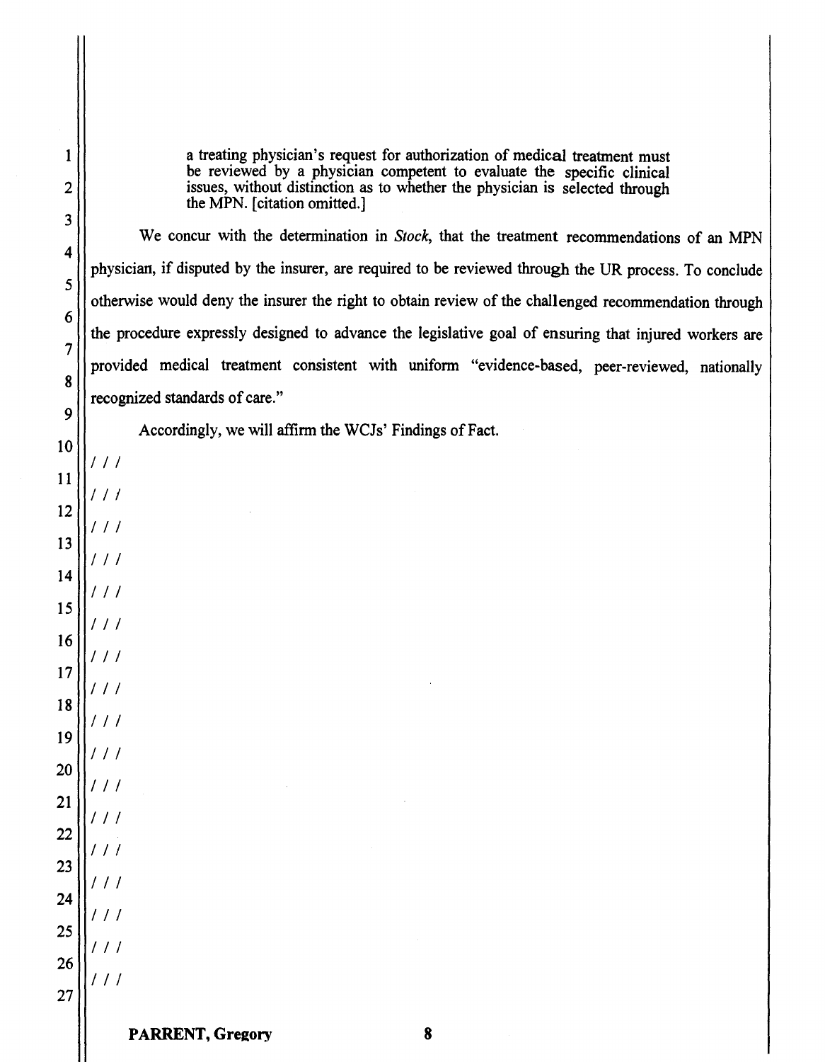> a treating physician's request for authorization of medical treatment must be reviewed by a physician competent to evaluate the specific clinical issues, without distinction as to whether the physician is selected through the MPN. [citation omitted.]

We concur with the determination in *Stock*, that the treatment recommendations of an MPN physician, if disputed by the insurer, are required to be reviewed through the UR process. To conclude otherwise would deny the insurer the right to obtain review of the challenged recommendation through the procedure expressly designed to advance the legislative goal of ensuring that injured workers are provided medical treatment consistent with uniform "evidence-based, peer-reviewed, nationally recognized standards of care."

Accordingly, we will affirm the WCJs' Findings of Fact.

/ / /

/ / /

/ / /

/ / /

/ / /

/ / /

/ / /

/ / /

/ / /

/ / /

/ / /

/ / /

/ / /

/ / /

/ / /

/ / /

/ / /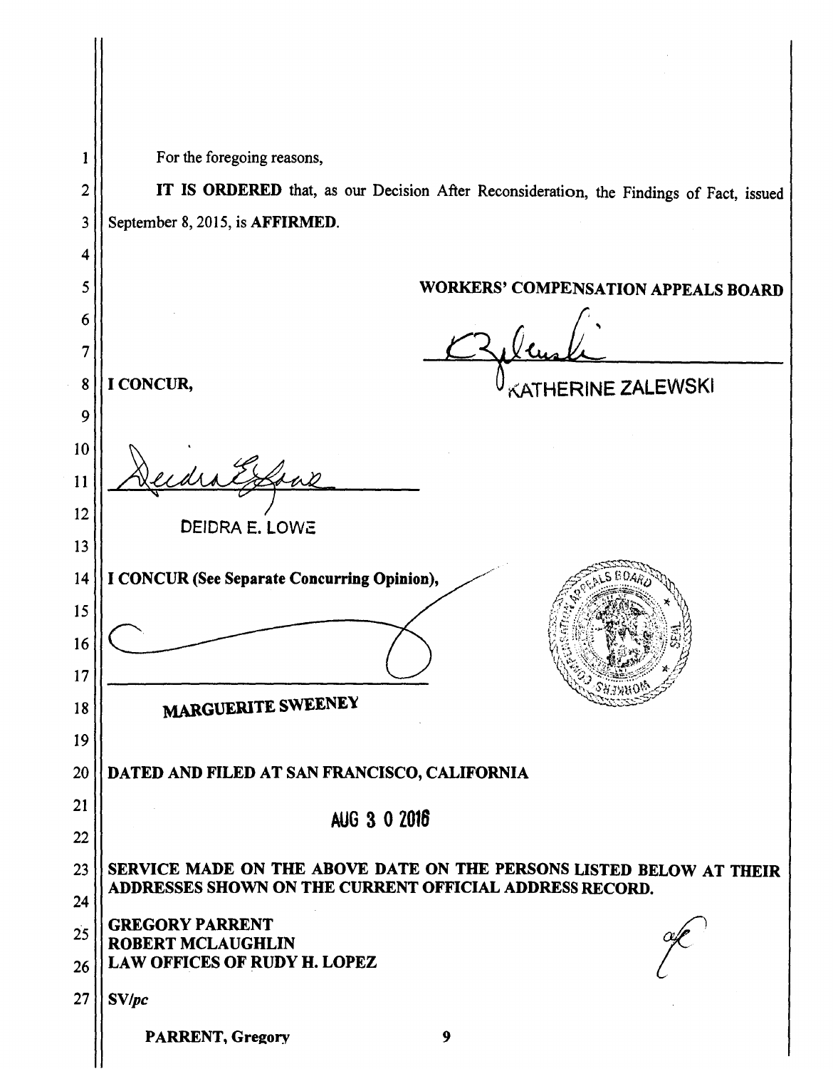For the foregoing reasons,

**IT IS ORDERED** that, as our Decision After Reconsideration, the Findings of Fact, issued September 8, 2015, is **AFFIRMED**.

**WORKERS' COMPENSATION APPEALS BOARD**

KATHERINE ZALEWSKI

**I CONCUR,**

DEIDRA E. LOWE

**I CONCUR (See Separate Concurring Opinion),**

**MARGUERITE SWEENEY**

**DATED AND FILED AT SAN FRANCISCO, CALIFORNIA**

**AUG 3 0 2016**

**SERVICE MADE ON THE ABOVE DATE ON THE PERSONS LISTED BELOW AT THEIR ADDRESSES SHOWN ON THE CURRENT OFFICIAL ADDRESS RECORD.**

**GREGORY PARRENT**
**ROBERT MCLAUGHLIN**
**LAW OFFICES OF RUDY H. LOPEZ**

**SV/*pc***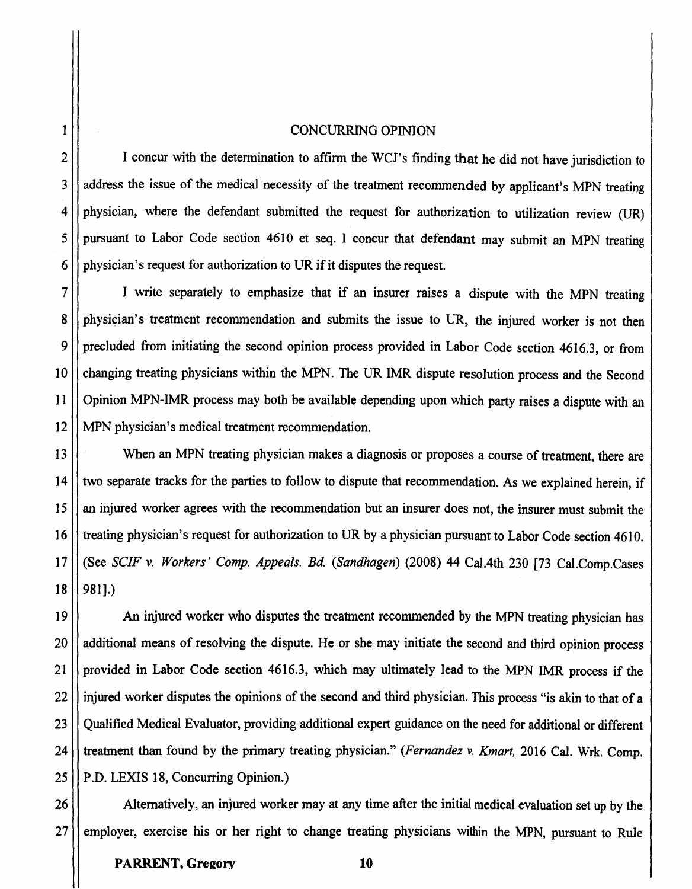## CONCURRING OPINION

I concur with the determination to affirm the WCJ's finding that he did not have jurisdiction to address the issue of the medical necessity of the treatment recommended by applicant's MPN treating physician, where the defendant submitted the request for authorization to utilization review (UR) pursuant to Labor Code section 4610 et seq. I concur that defendant may submit an MPN treating physician's request for authorization to UR if it disputes the request.

I write separately to emphasize that if an insurer raises a dispute with the MPN treating physician's treatment recommendation and submits the issue to UR, the injured worker is not then precluded from initiating the second opinion process provided in Labor Code section 4616.3, or from changing treating physicians within the MPN. The UR IMR dispute resolution process and the Second Opinion MPN-IMR process may both be available depending upon which party raises a dispute with an MPN physician's medical treatment recommendation.

When an MPN treating physician makes a diagnosis or proposes a course of treatment, there are two separate tracks for the parties to follow to dispute that recommendation. As we explained herein, if an injured worker agrees with the recommendation but an insurer does not, the insurer must submit the treating physician's request for authorization to UR by a physician pursuant to Labor Code section 4610. (See *SCIF v. Workers' Comp. Appeals. Bd. (Sandhagen)* (2008) 44 Cal.4th 230 [73 Cal.Comp.Cases 981].)

An injured worker who disputes the treatment recommended by the MPN treating physician has additional means of resolving the dispute. He or she may initiate the second and third opinion process provided in Labor Code section 4616.3, which may ultimately lead to the MPN IMR process if the injured worker disputes the opinions of the second and third physician. This process "is akin to that of a Qualified Medical Evaluator, providing additional expert guidance on the need for additional or different treatment than found by the primary treating physician." (*Fernandez v. Kmart,* 2016 Cal. Wrk. Comp. P.D. LEXIS 18, Concurring Opinion.)

Alternatively, an injured worker may at any time after the initial medical evaluation set up by the employer, exercise his or her right to change treating physicians within the MPN, pursuant to Rule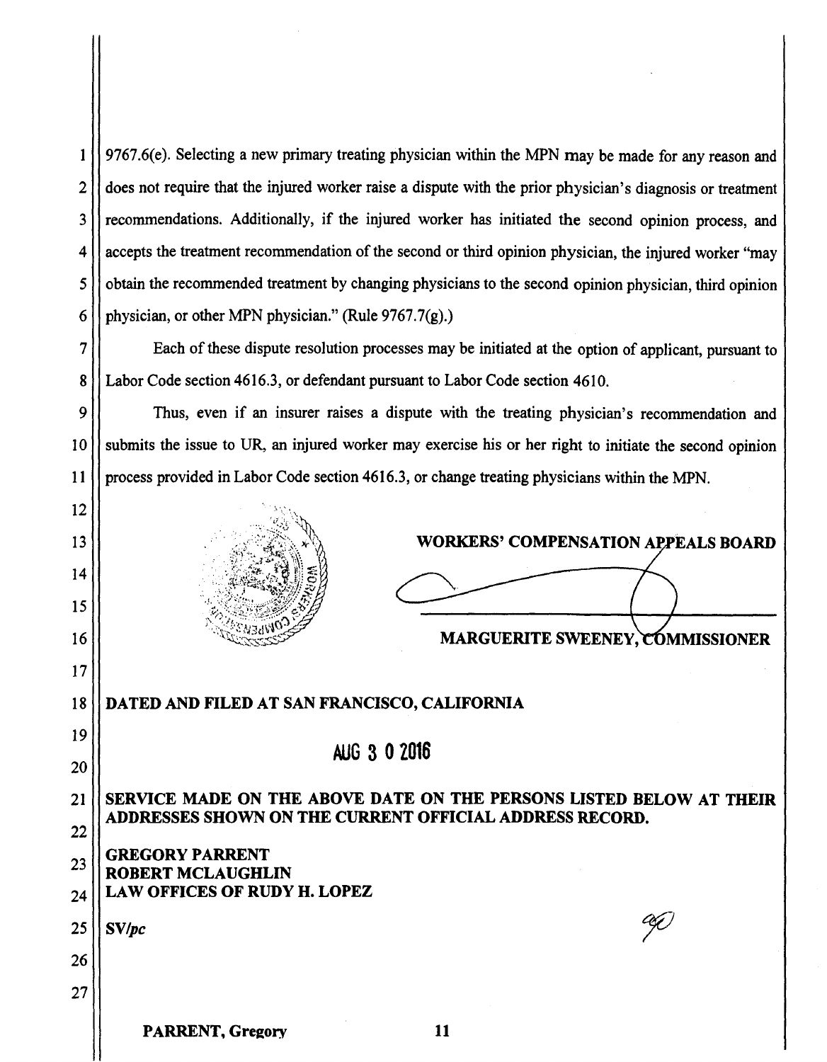9767.6(e). Selecting a new primary treating physician within the MPN may be made for any reason and does not require that the injured worker raise a dispute with the prior physician's diagnosis or treatment recommendations. Additionally, if the injured worker has initiated the second opinion process, and accepts the treatment recommendation of the second or third opinion physician, the injured worker "may obtain the recommended treatment by changing physicians to the second opinion physician, third opinion physician, or other MPN physician." (Rule 9767.7(g).)

Each of these dispute resolution processes may be initiated at the option of applicant, pursuant to Labor Code section 4616.3, or defendant pursuant to Labor Code section 4610.

Thus, even if an insurer raises a dispute with the treating physician's recommendation and submits the issue to UR, an injured worker may exercise his or her right to initiate the second opinion process provided in Labor Code section 4616.3, or change treating physicians within the MPN.

**WORKERS' COMPENSATION APPEALS BOARD**

**MARGUERITE SWEENEY, COMMISSIONER**

**DATED AND FILED AT SAN FRANCISCO, CALIFORNIA**

**AUG 3 0 2016**

**SERVICE MADE ON THE ABOVE DATE ON THE PERSONS LISTED BELOW AT THEIR ADDRESSES SHOWN ON THE CURRENT OFFICIAL ADDRESS RECORD.**

**GREGORY PARRENT**
**ROBERT MCLAUGHLIN**
**LAW OFFICES OF RUDY H. LOPEZ**

**SV/*pc***